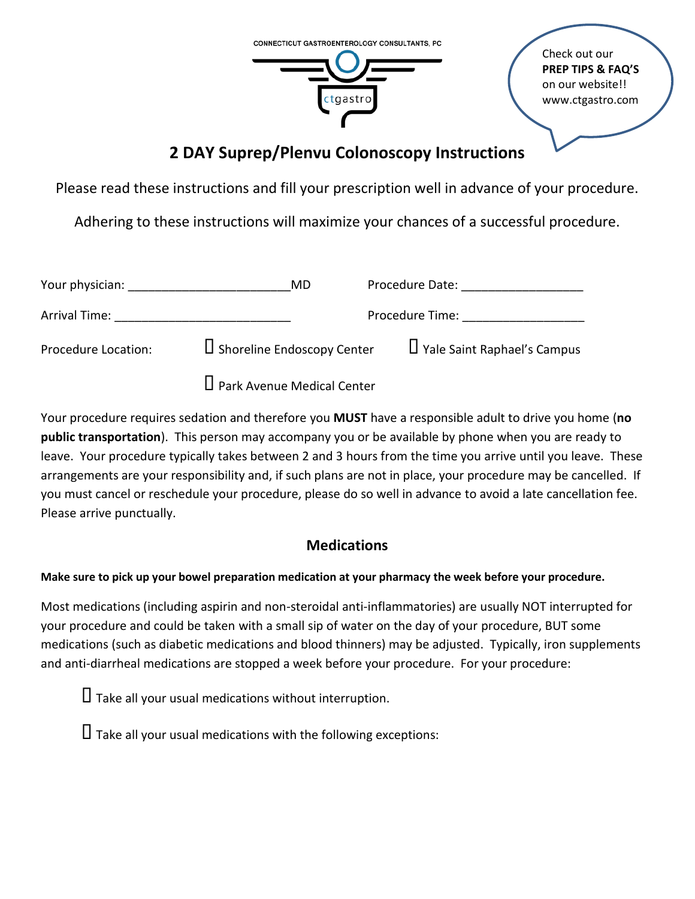CONNECTICUT GASTROENTEROLOGY CONSULTANTS, PC

ctgastro

Check out our **PREP TIPS & FAQ'S** on our website!! www.ctgastro.com

# 2 DAY Suprep/Plenvu Colonoscopy Instructions

Please read these instructions and fill your prescription well in advance of your procedure.

Adhering to these instructions will maximize your chances of a successful procedure.

Your physician: ________________________MD    Procedure Date: __________________

Arrival Time: __________________________    Procedure Time: __________________

Procedure Location: ☐ Shoreline Endoscopy Center ☐ Yale Saint Raphael's Campus

☐ Park Avenue Medical Center

Your procedure requires sedation and therefore you **MUST** have a responsible adult to drive you home (**no public transportation**). This person may accompany you or be available by phone when you are ready to leave. Your procedure typically takes between 2 and 3 hours from the time you arrive until you leave. These arrangements are your responsibility and, if such plans are not in place, your procedure may be cancelled. If you must cancel or reschedule your procedure, please do so well in advance to avoid a late cancellation fee. Please arrive punctually.

## Medications

**Make sure to pick up your bowel preparation medication at your pharmacy the week before your procedure.**

Most medications (including aspirin and non-steroidal anti-inflammatories) are usually NOT interrupted for your procedure and could be taken with a small sip of water on the day of your procedure, BUT some medications (such as diabetic medications and blood thinners) may be adjusted. Typically, iron supplements and anti-diarrheal medications are stopped a week before your procedure. For your procedure:

☐ Take all your usual medications without interruption.

☐ Take all your usual medications with the following exceptions: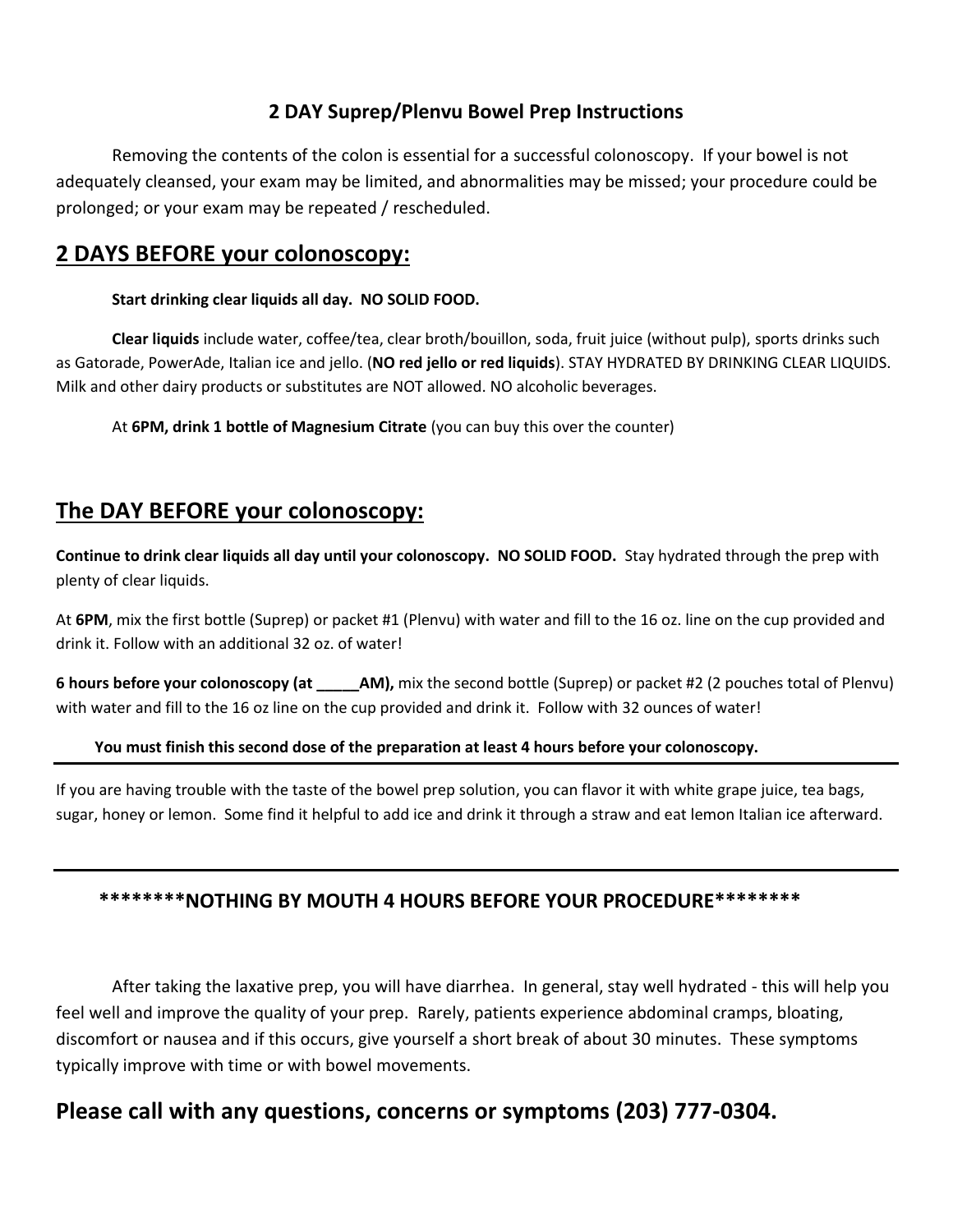# 2 DAY Suprep/Plenvu Bowel Prep Instructions

Removing the contents of the colon is essential for a successful colonoscopy. If your bowel is not adequately cleansed, your exam may be limited, and abnormalities may be missed; your procedure could be prolonged; or your exam may be repeated / rescheduled.

## 2 DAYS BEFORE your colonoscopy:

**Start drinking clear liquids all day. NO SOLID FOOD.**

**Clear liquids** include water, coffee/tea, clear broth/bouillon, soda, fruit juice (without pulp), sports drinks such as Gatorade, PowerAde, Italian ice and jello. (**NO red jello or red liquids**). STAY HYDRATED BY DRINKING CLEAR LIQUIDS. Milk and other dairy products or substitutes are NOT allowed. NO alcoholic beverages.

At **6PM, drink 1 bottle of Magnesium Citrate** (you can buy this over the counter)

## The DAY BEFORE your colonoscopy:

**Continue to drink clear liquids all day until your colonoscopy. NO SOLID FOOD.** Stay hydrated through the prep with plenty of clear liquids.

At **6PM**, mix the first bottle (Suprep) or packet #1 (Plenvu) with water and fill to the 16 oz. line on the cup provided and drink it. Follow with an additional 32 oz. of water!

**6 hours before your colonoscopy (at _____AM),** mix the second bottle (Suprep) or packet #2 (2 pouches total of Plenvu) with water and fill to the 16 oz line on the cup provided and drink it. Follow with 32 ounces of water!

**You must finish this second dose of the preparation at least 4 hours before your colonoscopy.**

---

If you are having trouble with the taste of the bowel prep solution, you can flavor it with white grape juice, tea bags, sugar, honey or lemon. Some find it helpful to add ice and drink it through a straw and eat lemon Italian ice afterward.

---

**********NOTHING BY MOUTH 4 HOURS BEFORE YOUR PROCEDURE**********

After taking the laxative prep, you will have diarrhea. In general, stay well hydrated - this will help you feel well and improve the quality of your prep. Rarely, patients experience abdominal cramps, bloating, discomfort or nausea and if this occurs, give yourself a short break of about 30 minutes. These symptoms typically improve with time or with bowel movements.

## Please call with any questions, concerns or symptoms (203) 777-0304.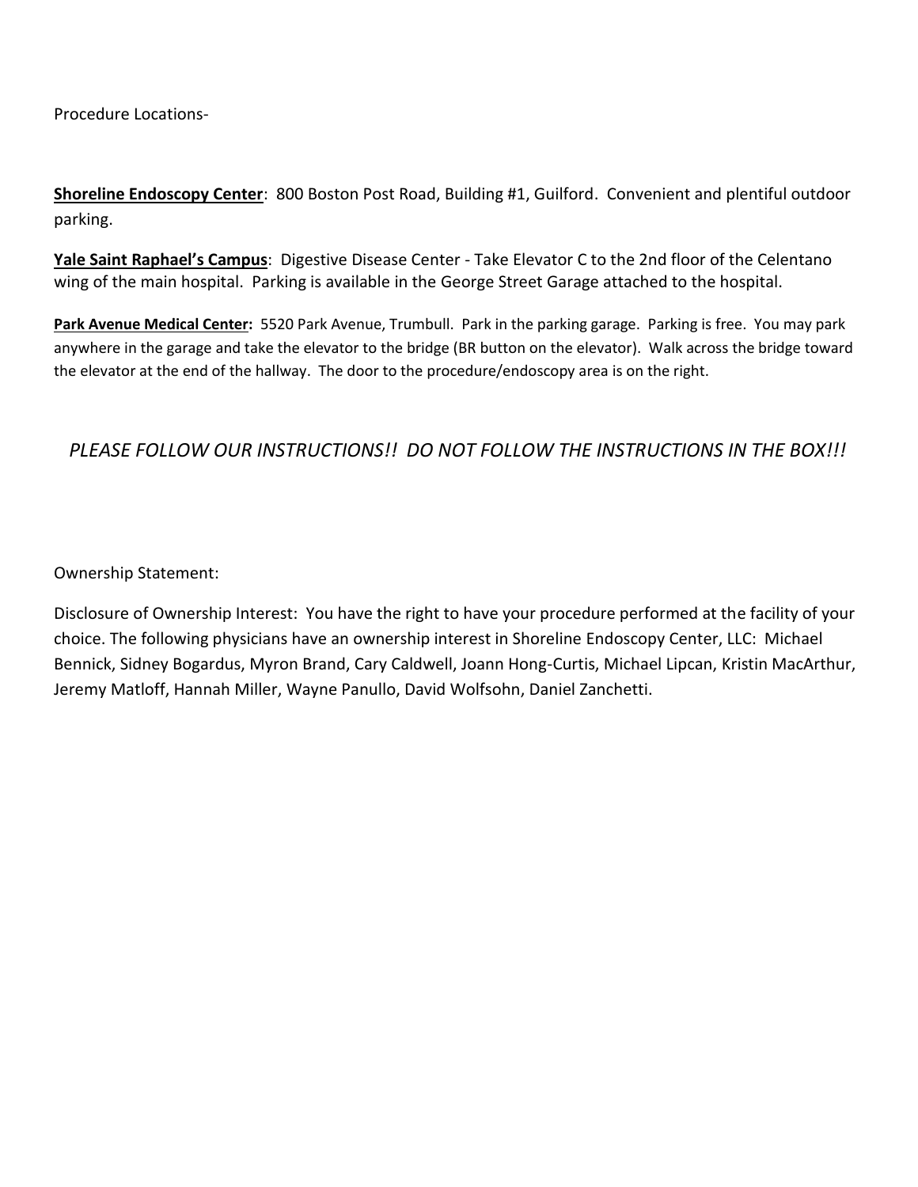Procedure Locations-

**<u>Shoreline Endoscopy Center</u>**: 800 Boston Post Road, Building #1, Guilford. Convenient and plentiful outdoor parking.

**<u>Yale Saint Raphael's Campus</u>**: Digestive Disease Center - Take Elevator C to the 2nd floor of the Celentano wing of the main hospital. Parking is available in the George Street Garage attached to the hospital.

**<u>Park Avenue Medical Center:</u>** 5520 Park Avenue, Trumbull. Park in the parking garage. Parking is free. You may park anywhere in the garage and take the elevator to the bridge (BR button on the elevator). Walk across the bridge toward the elevator at the end of the hallway. The door to the procedure/endoscopy area is on the right.

*PLEASE FOLLOW OUR INSTRUCTIONS!! DO NOT FOLLOW THE INSTRUCTIONS IN THE BOX!!!*

Ownership Statement:

Disclosure of Ownership Interest: You have the right to have your procedure performed at the facility of your choice. The following physicians have an ownership interest in Shoreline Endoscopy Center, LLC: Michael Bennick, Sidney Bogardus, Myron Brand, Cary Caldwell, Joann Hong-Curtis, Michael Lipcan, Kristin MacArthur, Jeremy Matloff, Hannah Miller, Wayne Panullo, David Wolfsohn, Daniel Zanchetti.